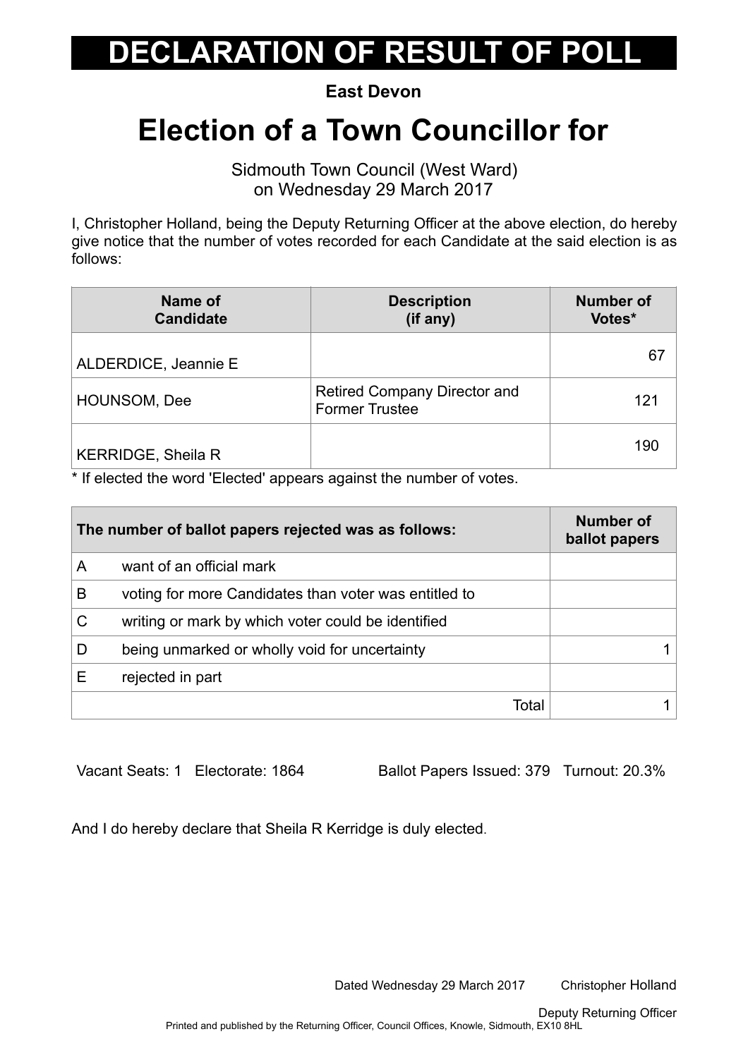# DECLARATION OF RESULT OF POLL

**East Devon**

## Election of a Town Councillor for

Sidmouth Town Council (West Ward)
on Wednesday 29 March 2017

I, Christopher Holland, being the Deputy Returning Officer at the above election, do hereby give notice that the number of votes recorded for each Candidate at the said election is as follows:

| Name of Candidate | Description (if any) | Number of Votes* |
|---|---|---|
| ALDERDICE, Jeannie E | | 67 |
| HOUNSOM, Dee | Retired Company Director and Former Trustee | 121 |
| KERRIDGE, Sheila R | | 190 |

* If elected the word 'Elected' appears against the number of votes.

| | The number of ballot papers rejected was as follows: | Number of ballot papers |
|---|---|---|
| A | want of an official mark | |
| B | voting for more Candidates than voter was entitled to | |
| C | writing or mark by which voter could be identified | |
| D | being unmarked or wholly void for uncertainty | 1 |
| E | rejected in part | |
| | Total | 1 |

Vacant Seats: 1 Electorate: 1864 Ballot Papers Issued: 379 Turnout: 20.3%

And I do hereby declare that Sheila R Kerridge is duly elected.

Dated Wednesday 29 March 2017 Christopher Holland

Deputy Returning Officer

Printed and published by the Returning Officer, Council Offices, Knowle, Sidmouth, EX10 8HL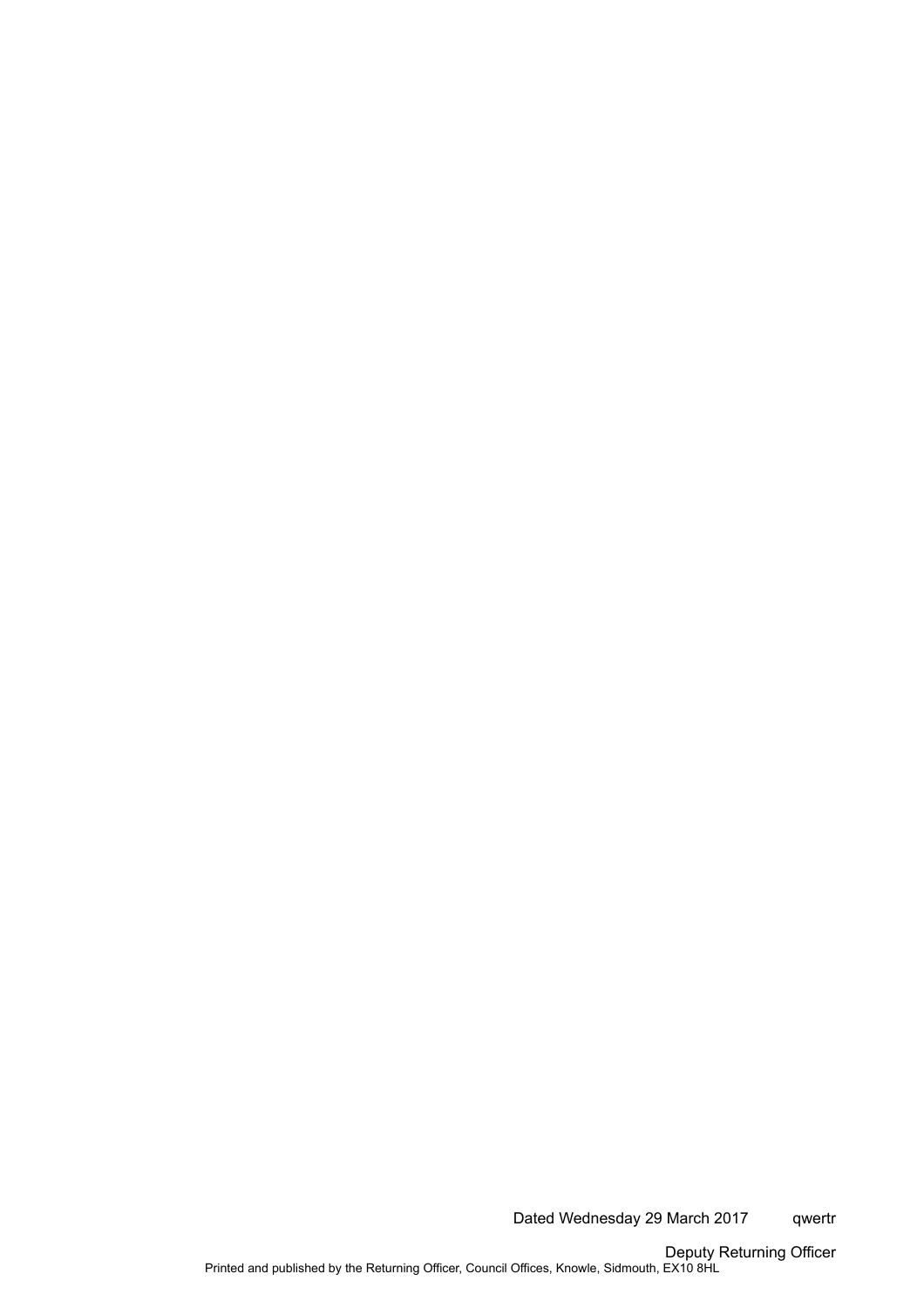Dated Wednesday 29 March 2017 qwertr

Deputy Returning Officer

Printed and published by the Returning Officer, Council Offices, Knowle, Sidmouth, EX10 8HL